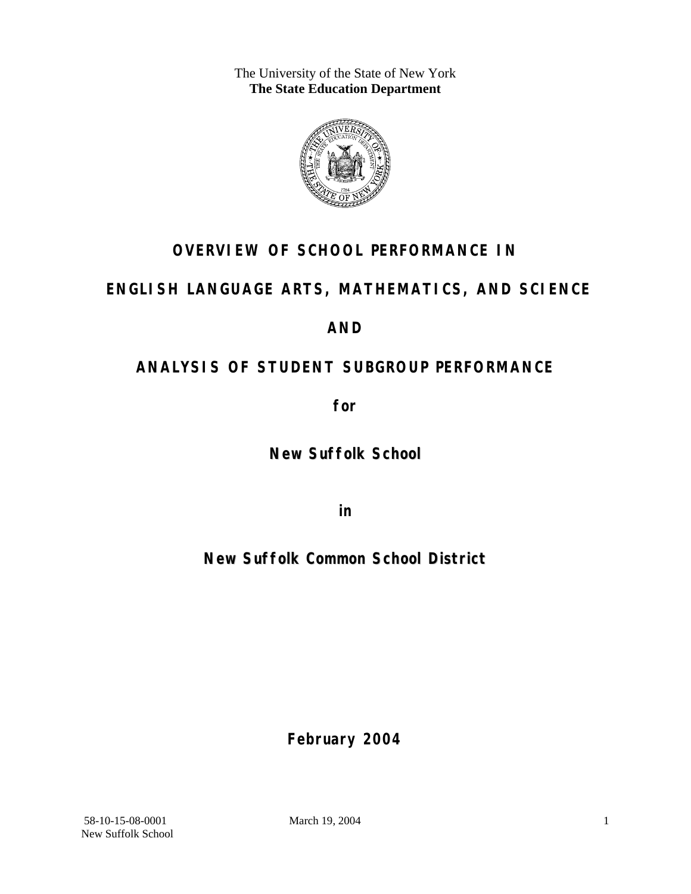The University of the State of New York
**The State Education Department**

# OVERVIEW OF SCHOOL PERFORMANCE IN

# ENGLISH LANGUAGE ARTS, MATHEMATICS, AND SCIENCE

# AND

# ANALYSIS OF STUDENT SUBGROUP PERFORMANCE

**for**

## New Suffolk School

**in**

## New Suffolk Common School District

**February 2004**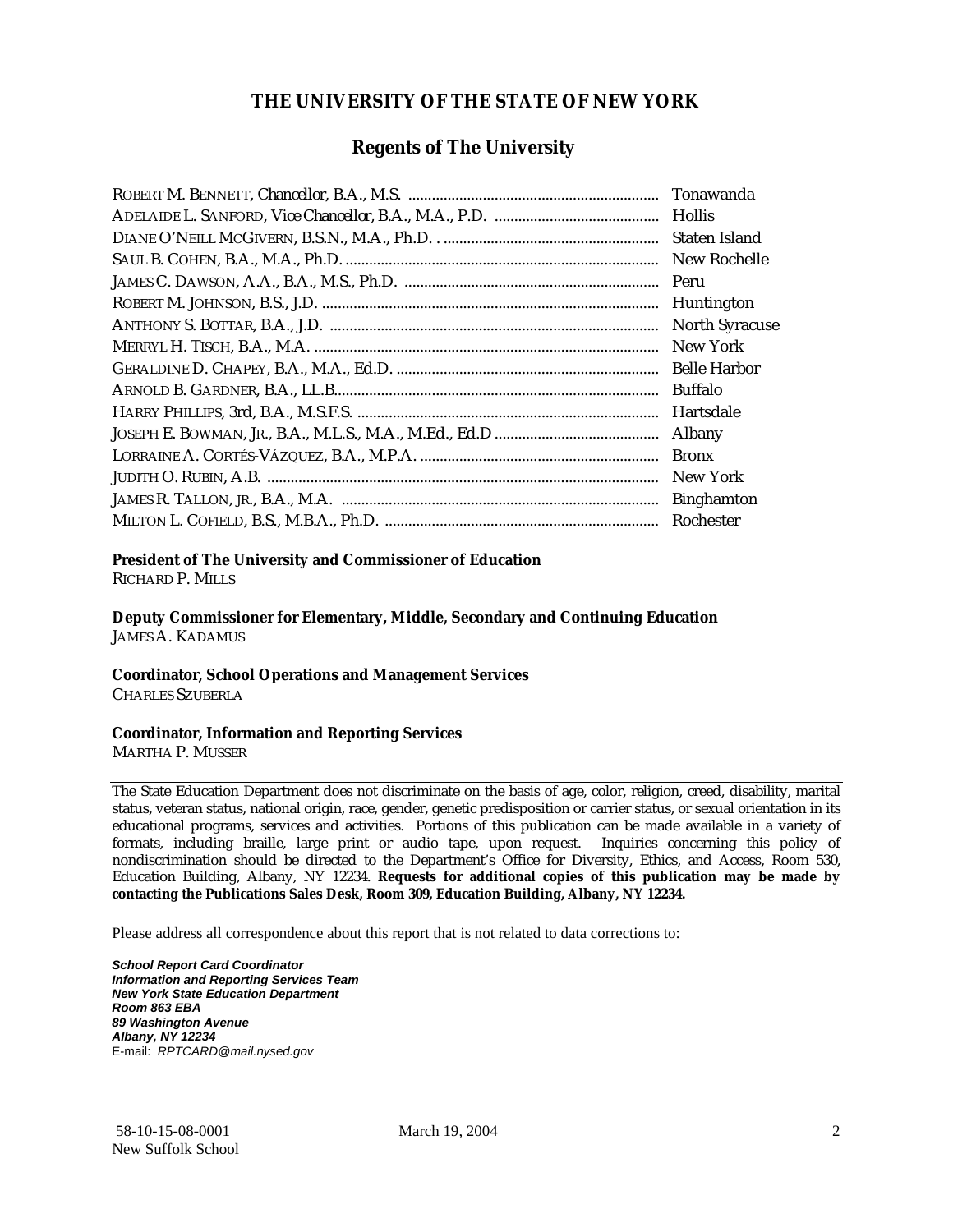# THE UNIVERSITY OF THE STATE OF NEW YORK

## Regents of The University

| | |
|---|---|
| ROBERT M. BENNETT, *Chancellor*, B.A., M.S. | Tonawanda |
| ADELAIDE L. SANFORD, *Vice Chancellor*, B.A., M.A., P.D. | Hollis |
| DIANE O'NEILL MCGIVERN, B.S.N., M.A., Ph.D. | Staten Island |
| SAUL B. COHEN, B.A., M.A., Ph.D. | New Rochelle |
| JAMES C. DAWSON, A.A., B.A., M.S., Ph.D. | Peru |
| ROBERT M. JOHNSON, B.S., J.D. | Huntington |
| ANTHONY S. BOTTAR, B.A., J.D. | North Syracuse |
| MERRYL H. TISCH, B.A., M.A. | New York |
| GERALDINE D. CHAPEY, B.A., M.A., Ed.D. | Belle Harbor |
| ARNOLD B. GARDNER, B.A., LL.B. | Buffalo |
| HARRY PHILLIPS, 3rd, B.A., M.S.F.S. | Hartsdale |
| JOSEPH E. BOWMAN, JR., B.A., M.L.S., M.A., M.Ed., Ed.D | Albany |
| LORRAINE A. CORTÉS-VÁZQUEZ, B.A., M.P.A. | Bronx |
| JUDITH O. RUBIN, A.B. | New York |
| JAMES R. TALLON, JR., B.A., M.A. | Binghamton |
| MILTON L. COFIELD, B.S., M.B.A., Ph.D. | Rochester |

**President of The University and Commissioner of Education**
RICHARD P. MILLS

**Deputy Commissioner for Elementary, Middle, Secondary and Continuing Education**
JAMES A. KADAMUS

**Coordinator, School Operations and Management Services**
CHARLES SZUBERLA

**Coordinator, Information and Reporting Services**
MARTHA P. MUSSER

---

The State Education Department does not discriminate on the basis of age, color, religion, creed, disability, marital status, veteran status, national origin, race, gender, genetic predisposition or carrier status, or sexual orientation in its educational programs, services and activities. Portions of this publication can be made available in a variety of formats, including braille, large print or audio tape, upon request. Inquiries concerning this policy of nondiscrimination should be directed to the Department's Office for Diversity, Ethics, and Access, Room 530, Education Building, Albany, NY 12234. **Requests for additional copies of this publication may be made by contacting the Publications Sales Desk, Room 309, Education Building, Albany, NY 12234.**

Please address all correspondence about this report that is not related to data corrections to:

***School Report Card Coordinator***
***Information and Reporting Services Team***
***New York State Education Department***
***Room 863 EBA***
***89 Washington Avenue***
***Albany, NY 12234***
E-mail: *RPTCARD@mail.nysed.gov*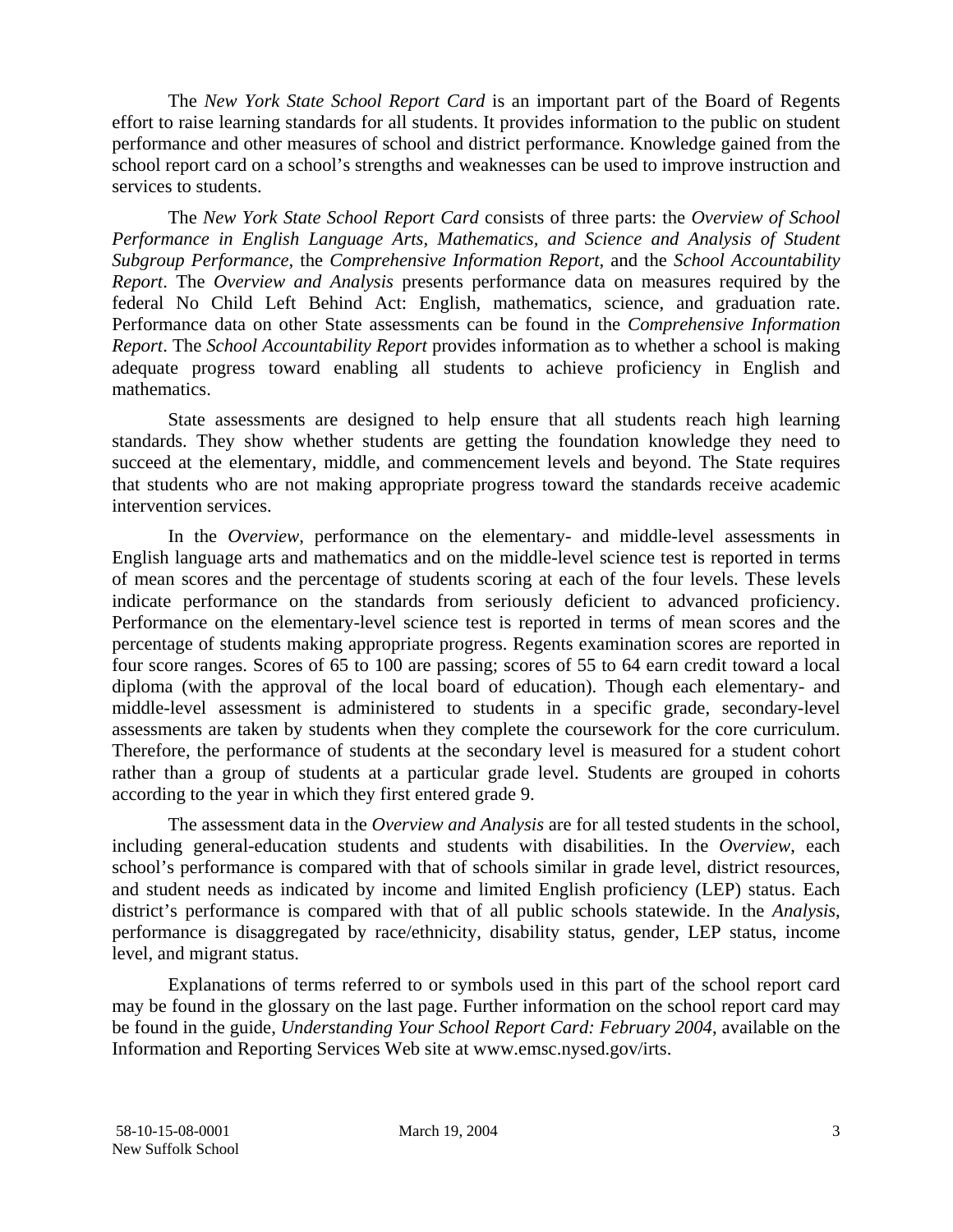The *New York State School Report Card* is an important part of the Board of Regents effort to raise learning standards for all students. It provides information to the public on student performance and other measures of school and district performance. Knowledge gained from the school report card on a school's strengths and weaknesses can be used to improve instruction and services to students.

The *New York State School Report Card* consists of three parts: the *Overview of School Performance in English Language Arts, Mathematics, and Science and Analysis of Student Subgroup Performance,* the *Comprehensive Information Report,* and the *School Accountability Report*. The *Overview and Analysis* presents performance data on measures required by the federal No Child Left Behind Act: English, mathematics, science, and graduation rate. Performance data on other State assessments can be found in the *Comprehensive Information Report*. The *School Accountability Report* provides information as to whether a school is making adequate progress toward enabling all students to achieve proficiency in English and mathematics.

State assessments are designed to help ensure that all students reach high learning standards. They show whether students are getting the foundation knowledge they need to succeed at the elementary, middle, and commencement levels and beyond. The State requires that students who are not making appropriate progress toward the standards receive academic intervention services.

In the *Overview*, performance on the elementary- and middle-level assessments in English language arts and mathematics and on the middle-level science test is reported in terms of mean scores and the percentage of students scoring at each of the four levels. These levels indicate performance on the standards from seriously deficient to advanced proficiency. Performance on the elementary-level science test is reported in terms of mean scores and the percentage of students making appropriate progress. Regents examination scores are reported in four score ranges. Scores of 65 to 100 are passing; scores of 55 to 64 earn credit toward a local diploma (with the approval of the local board of education). Though each elementary- and middle-level assessment is administered to students in a specific grade, secondary-level assessments are taken by students when they complete the coursework for the core curriculum. Therefore, the performance of students at the secondary level is measured for a student cohort rather than a group of students at a particular grade level. Students are grouped in cohorts according to the year in which they first entered grade 9.

The assessment data in the *Overview and Analysis* are for all tested students in the school, including general-education students and students with disabilities. In the *Overview*, each school's performance is compared with that of schools similar in grade level, district resources, and student needs as indicated by income and limited English proficiency (LEP) status. Each district's performance is compared with that of all public schools statewide. In the *Analysis*, performance is disaggregated by race/ethnicity, disability status, gender, LEP status, income level, and migrant status.

Explanations of terms referred to or symbols used in this part of the school report card may be found in the glossary on the last page. Further information on the school report card may be found in the guide, *Understanding Your School Report Card: February 2004*, available on the Information and Reporting Services Web site at www.emsc.nysed.gov/irts.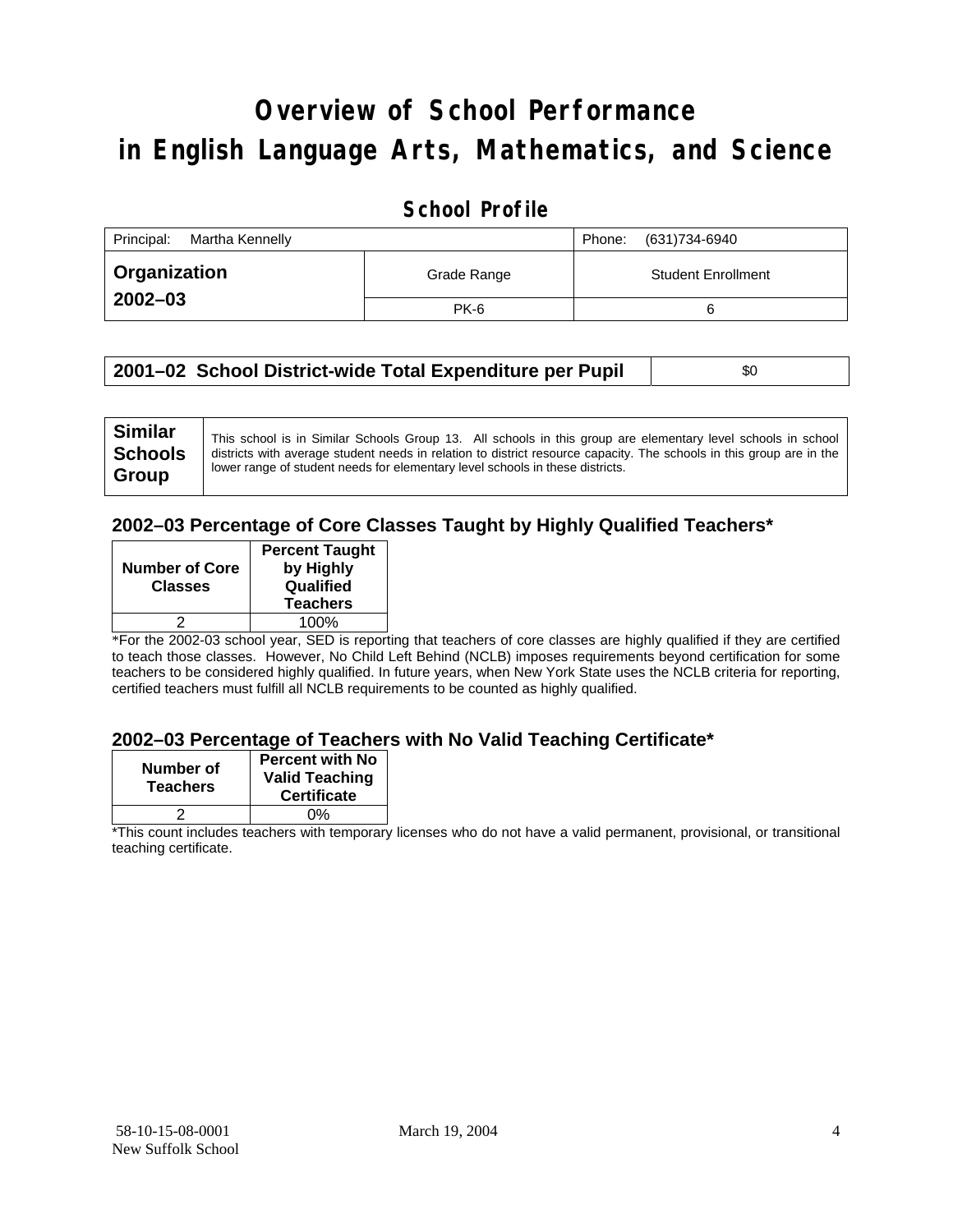# Overview of School Performance in English Language Arts, Mathematics, and Science

## School Profile

| Principal: Martha Kennelly | | Phone: (631)734-6940 |
|---|---|---|
| **Organization 2002–03** | Grade Range | Student Enrollment |
| | PK-6 | 6 |

| 2001–02 School District-wide Total Expenditure per Pupil | $0 |
|---|---|

| | |
|---|---|
| **Similar Schools Group** | This school is in Similar Schools Group 13. All schools in this group are elementary level schools in school districts with average student needs in relation to district resource capacity. The schools in this group are in the lower range of student needs for elementary level schools in these districts. |

### 2002–03 Percentage of Core Classes Taught by Highly Qualified Teachers*

| Number of Core Classes | Percent Taught by Highly Qualified Teachers |
|---|---|
| 2 | 100% |

*For the 2002-03 school year, SED is reporting that teachers of core classes are highly qualified if they are certified to teach those classes. However, No Child Left Behind (NCLB) imposes requirements beyond certification for some teachers to be considered highly qualified. In future years, when New York State uses the NCLB criteria for reporting, certified teachers must fulfill all NCLB requirements to be counted as highly qualified.

### 2002–03 Percentage of Teachers with No Valid Teaching Certificate*

| Number of Teachers | Percent with No Valid Teaching Certificate |
|---|---|
| 2 | 0% |

*This count includes teachers with temporary licenses who do not have a valid permanent, provisional, or transitional teaching certificate.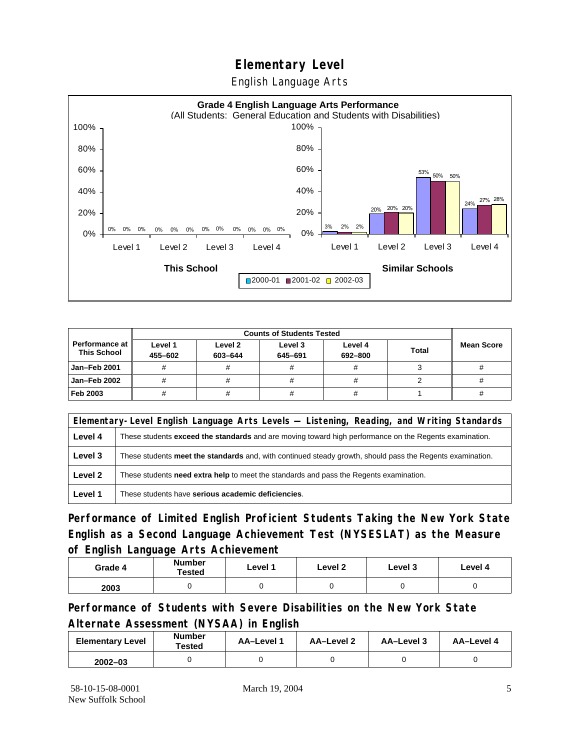# Elementary Level

English Language Arts

**Grade 4 English Language Arts Performance**
(All Students: General Education and Students with Disabilities)

100%
80%
60%
40%
20%
0%

0% 0% 0% 0% 0% 0% 0% 0% 0% 0% 0% 0%

Level 1 Level 2 Level 3 Level 4

**This School**

3% 2% 2% 20% 20% 20% 53% 50% 50% 24% 27% 28%

Level 1 Level 2 Level 3 Level 4

**Similar Schools**

2000-01 2001-02 2002-03

| Performance at This School | Counts of Students Tested | | | | | Mean Score |
|---|---|---|---|---|---|---|
| | Level 1 455–602 | Level 2 603–644 | Level 3 645–691 | Level 4 692–800 | Total | |
| Jan–Feb 2001 | # | # | # | # | 3 | # |
| Jan–Feb 2002 | # | # | # | # | 2 | # |
| Feb 2003 | # | # | # | # | 1 | # |

| Elementary-Level English Language Arts Levels — Listening, Reading, and Writing Standards | |
|---|---|
| Level 4 | These students **exceed the standards** and are moving toward high performance on the Regents examination. |
| Level 3 | These students **meet the standards** and, with continued steady growth, should pass the Regents examination. |
| Level 2 | These students **need extra help** to meet the standards and pass the Regents examination. |
| Level 1 | These students have **serious academic deficiencies**. |

## Performance of Limited English Proficient Students Taking the New York State English as a Second Language Achievement Test (NYSESLAT) as the Measure of English Language Arts Achievement

| Grade 4 | Number Tested | Level 1 | Level 2 | Level 3 | Level 4 |
|---|---|---|---|---|---|
| 2003 | 0 | 0 | 0 | 0 | 0 |

## Performance of Students with Severe Disabilities on the New York State Alternate Assessment (NYSAA) in English

| Elementary Level | Number Tested | AA–Level 1 | AA–Level 2 | AA–Level 3 | AA–Level 4 |
|---|---|---|---|---|---|
| 2002–03 | 0 | 0 | 0 | 0 | 0 |

58-10-15-08-0001
New Suffolk School

March 19, 2004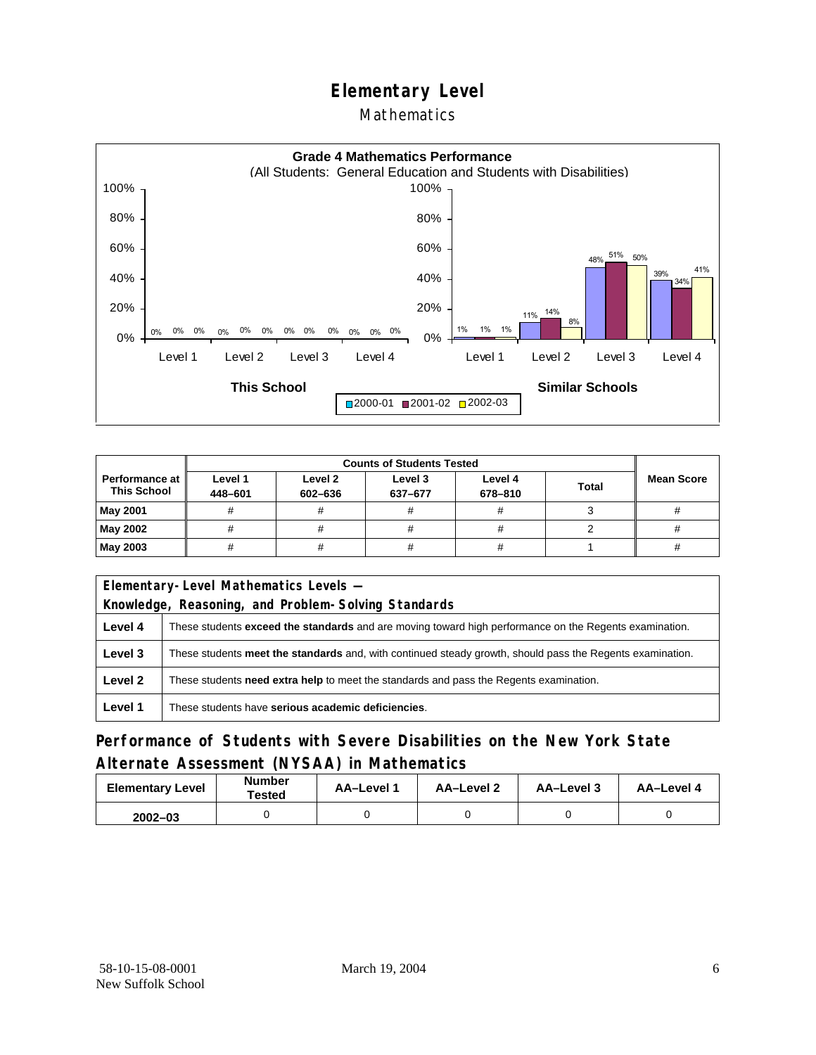# Elementary Level

## Mathematics

**Grade 4 Mathematics Performance**
(All Students: General Education and Students with Disabilities)

| | This School 2000-01 | This School 2001-02 | This School 2002-03 | Similar Schools 2000-01 | Similar Schools 2001-02 | Similar Schools 2002-03 |
|---|---|---|---|---|---|---|
| Level 1 | 0% | 0% | 0% | 1% | 1% | 1% |
| Level 2 | 0% | 0% | 0% | 11% | 14% | 8% |
| Level 3 | 0% | 0% | 0% | 48% | 51% | 50% |
| Level 4 | 0% | 0% | 0% | 39% | 34% | 41% |

| Performance at This School | Counts of Students Tested | | | | | Mean Score |
|---|---|---|---|---|---|---|
| | Level 1 448–601 | Level 2 602–636 | Level 3 637–677 | Level 4 678–810 | Total | |
| May 2001 | # | # | # | # | 3 | # |
| May 2002 | # | # | # | # | 2 | # |
| May 2003 | # | # | # | # | 1 | # |

| Elementary-Level Mathematics Levels — Knowledge, Reasoning, and Problem-Solving Standards | |
|---|---|
| Level 4 | These students **exceed the standards** and are moving toward high performance on the Regents examination. |
| Level 3 | These students **meet the standards** and, with continued steady growth, should pass the Regents examination. |
| Level 2 | These students **need extra help** to meet the standards and pass the Regents examination. |
| Level 1 | These students have **serious academic deficiencies**. |

## Performance of Students with Severe Disabilities on the New York State Alternate Assessment (NYSAA) in Mathematics

| Elementary Level | Number Tested | AA–Level 1 | AA–Level 2 | AA–Level 3 | AA–Level 4 |
|---|---|---|---|---|---|
| 2002–03 | 0 | 0 | 0 | 0 | 0 |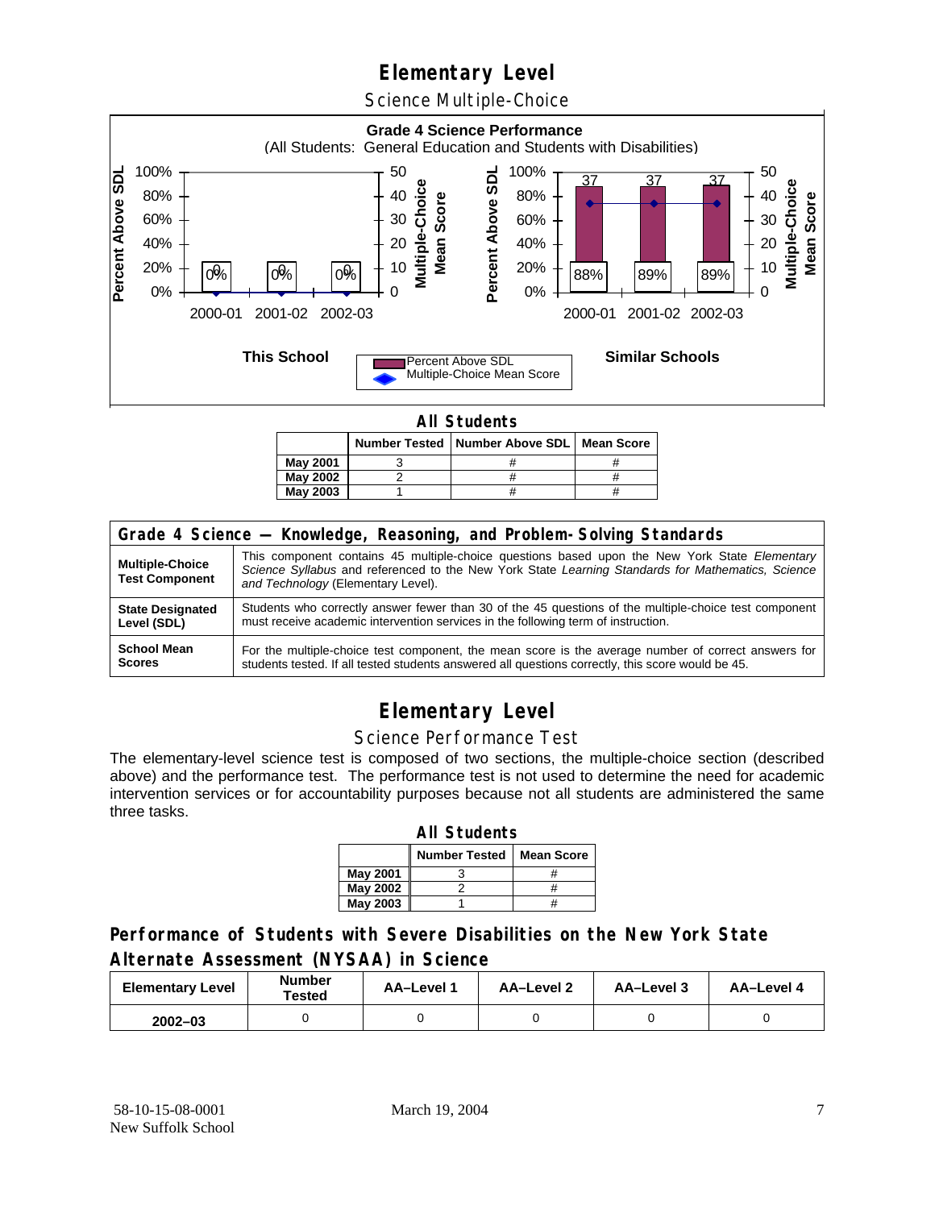# Elementary Level

## Science Multiple-Choice

Grade 4 Science Performance
(All Students: General Education and Students with Disabilities)

Percent Above SDL
100%
80%
60%
40%
20%
0%

Multiple-Choice Mean Score
50
40
30
20
10
0

0%
0%
0%
0
0
0

2000-01 2001-02 2002-03

This School

37
37
37
88%
89%
89%

2000-01 2001-02 2002-03

Similar Schools

Percent Above SDL
Multiple-Choice Mean Score

**All Students**

| | Number Tested | Number Above SDL | Mean Score |
|---|---|---|---|
| **May 2001** | 3 | # | # |
| **May 2002** | 2 | # | # |
| **May 2003** | 1 | # | # |

| Grade 4 Science — Knowledge, Reasoning, and Problem-Solving Standards | |
|---|---|
| **Multiple-Choice Test Component** | This component contains 45 multiple-choice questions based upon the New York State *Elementary Science Syllabus* and referenced to the New York State *Learning Standards for Mathematics, Science and Technology* (Elementary Level). |
| **State Designated Level (SDL)** | Students who correctly answer fewer than 30 of the 45 questions of the multiple-choice test component must receive academic intervention services in the following term of instruction. |
| **School Mean Scores** | For the multiple-choice test component, the mean score is the average number of correct answers for students tested. If all tested students answered all questions correctly, this score would be 45. |

# Elementary Level

## Science Performance Test

The elementary-level science test is composed of two sections, the multiple-choice section (described above) and the performance test. The performance test is not used to determine the need for academic intervention services or for accountability purposes because not all students are administered the same three tasks.

**All Students**

| | Number Tested | Mean Score |
|---|---|---|
| **May 2001** | 3 | # |
| **May 2002** | 2 | # |
| **May 2003** | 1 | # |

## Performance of Students with Severe Disabilities on the New York State Alternate Assessment (NYSAA) in Science

| Elementary Level | Number Tested | AA–Level 1 | AA–Level 2 | AA–Level 3 | AA–Level 4 |
|---|---|---|---|---|---|
| 2002–03 | 0 | 0 | 0 | 0 | 0 |

58-10-15-08-0001
New Suffolk School

March 19, 2004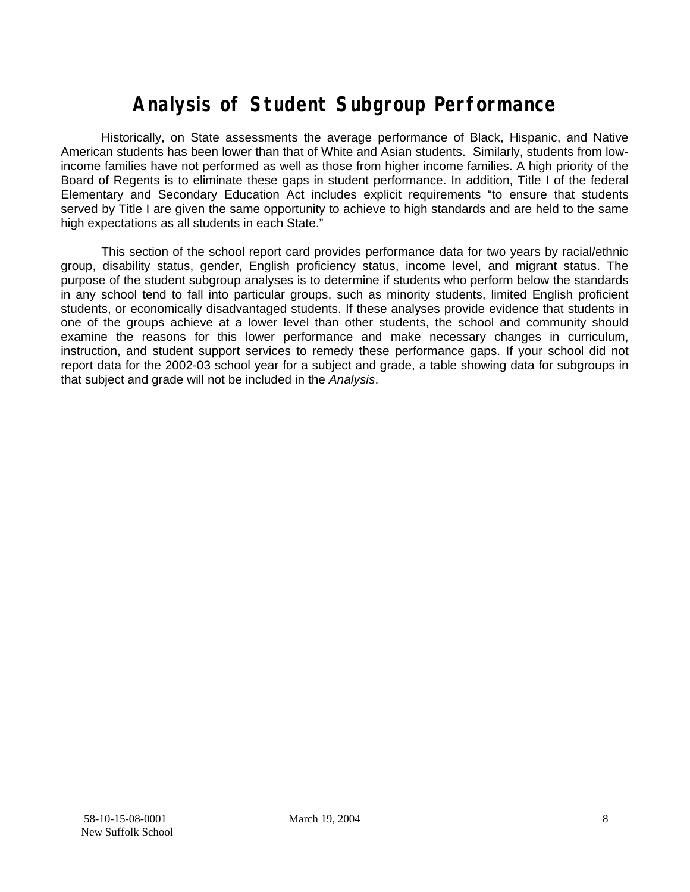# Analysis of Student Subgroup Performance

Historically, on State assessments the average performance of Black, Hispanic, and Native American students has been lower than that of White and Asian students. Similarly, students from low-income families have not performed as well as those from higher income families. A high priority of the Board of Regents is to eliminate these gaps in student performance. In addition, Title I of the federal Elementary and Secondary Education Act includes explicit requirements "to ensure that students served by Title I are given the same opportunity to achieve to high standards and are held to the same high expectations as all students in each State."

This section of the school report card provides performance data for two years by racial/ethnic group, disability status, gender, English proficiency status, income level, and migrant status. The purpose of the student subgroup analyses is to determine if students who perform below the standards in any school tend to fall into particular groups, such as minority students, limited English proficient students, or economically disadvantaged students. If these analyses provide evidence that students in one of the groups achieve at a lower level than other students, the school and community should examine the reasons for this lower performance and make necessary changes in curriculum, instruction, and student support services to remedy these performance gaps. If your school did not report data for the 2002-03 school year for a subject and grade, a table showing data for subgroups in that subject and grade will not be included in the *Analysis*.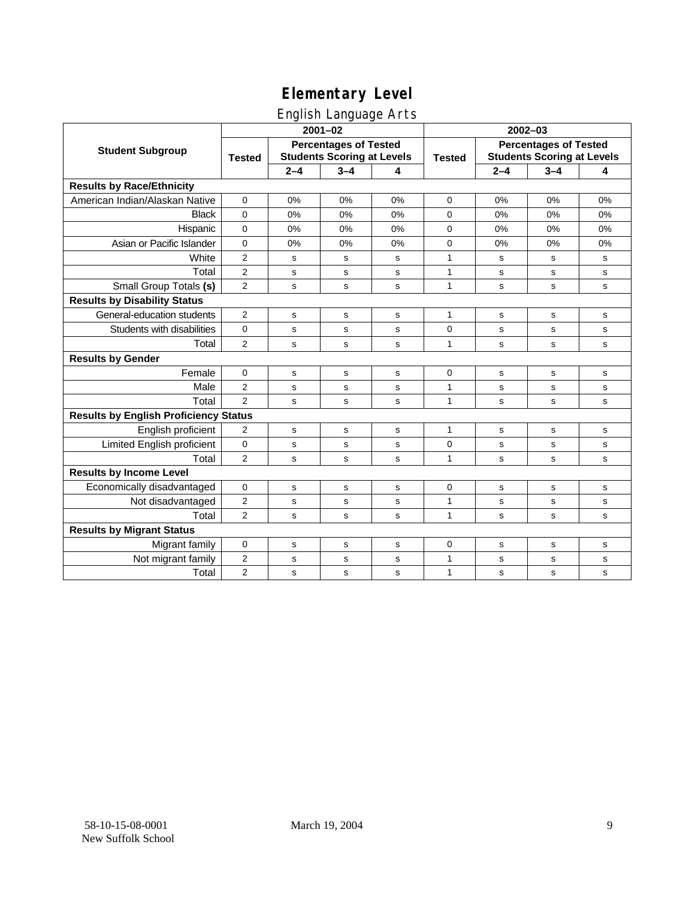# Elementary Level

## English Language Arts

| Student Subgroup | 2001–02 | | | | 2002–03 | | | |
|---|---|---|---|---|---|---|---|---|
| | Tested | Percentages of Tested Students Scoring at Levels | | | Tested | Percentages of Tested Students Scoring at Levels | | |
| | | 2–4 | 3–4 | 4 | | 2–4 | 3–4 | 4 |
| **Results by Race/Ethnicity** | | | | | | | | |
| American Indian/Alaskan Native | 0 | 0% | 0% | 0% | 0 | 0% | 0% | 0% |
| Black | 0 | 0% | 0% | 0% | 0 | 0% | 0% | 0% |
| Hispanic | 0 | 0% | 0% | 0% | 0 | 0% | 0% | 0% |
| Asian or Pacific Islander | 0 | 0% | 0% | 0% | 0 | 0% | 0% | 0% |
| White | 2 | s | s | s | 1 | s | s | s |
| Total | 2 | s | s | s | 1 | s | s | s |
| Small Group Totals **(s)** | 2 | s | s | s | 1 | s | s | s |
| **Results by Disability Status** | | | | | | | | |
| General-education students | 2 | s | s | s | 1 | s | s | s |
| Students with disabilities | 0 | s | s | s | 0 | s | s | s |
| Total | 2 | s | s | s | 1 | s | s | s |
| **Results by Gender** | | | | | | | | |
| Female | 0 | s | s | s | 0 | s | s | s |
| Male | 2 | s | s | s | 1 | s | s | s |
| Total | 2 | s | s | s | 1 | s | s | s |
| **Results by English Proficiency Status** | | | | | | | | |
| English proficient | 2 | s | s | s | 1 | s | s | s |
| Limited English proficient | 0 | s | s | s | 0 | s | s | s |
| Total | 2 | s | s | s | 1 | s | s | s |
| **Results by Income Level** | | | | | | | | |
| Economically disadvantaged | 0 | s | s | s | 0 | s | s | s |
| Not disadvantaged | 2 | s | s | s | 1 | s | s | s |
| Total | 2 | s | s | s | 1 | s | s | s |
| **Results by Migrant Status** | | | | | | | | |
| Migrant family | 0 | s | s | s | 0 | s | s | s |
| Not migrant family | 2 | s | s | s | 1 | s | s | s |
| Total | 2 | s | s | s | 1 | s | s | s |

58-10-15-08-0001
New Suffolk School

March 19, 2004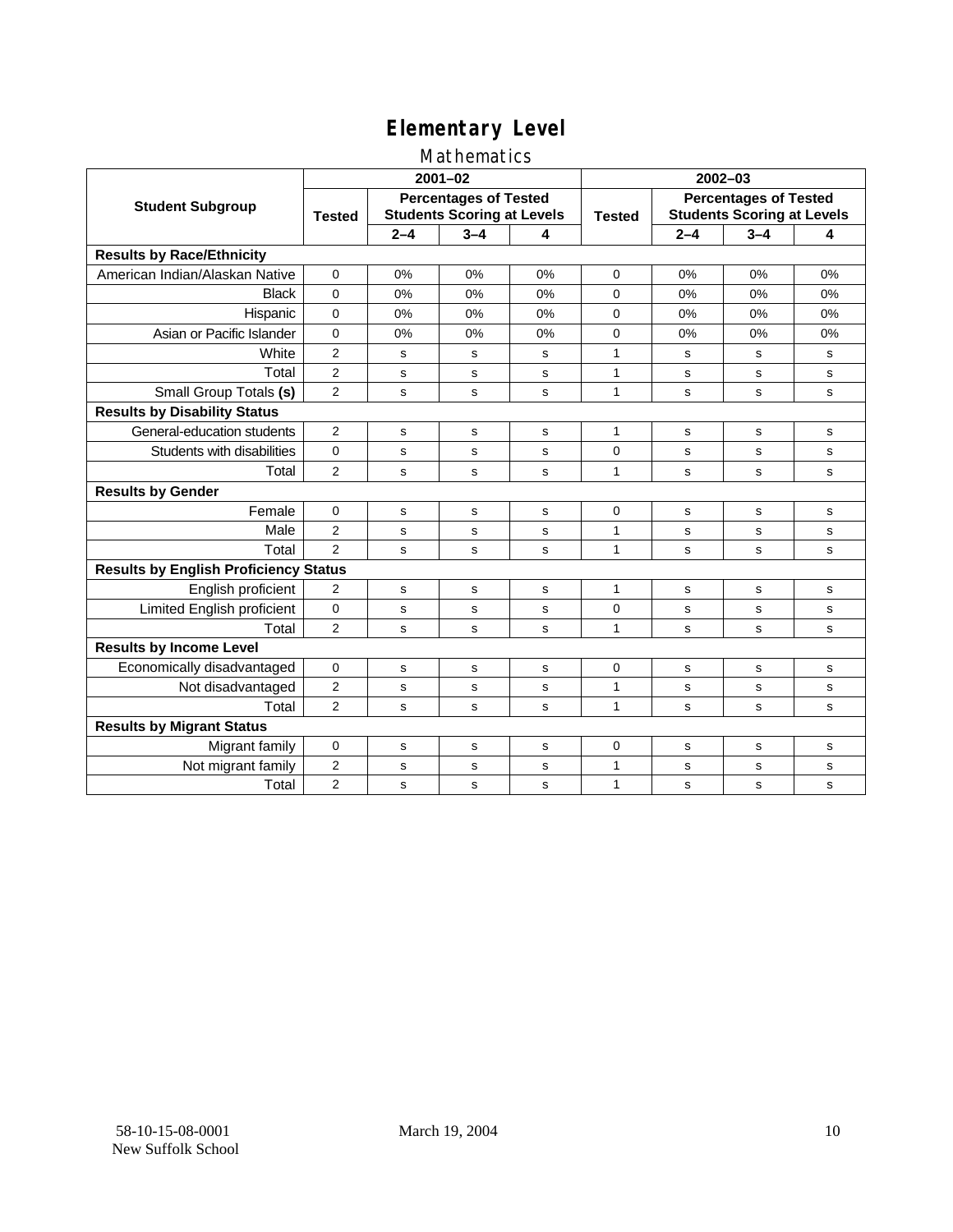# Elementary Level

## Mathematics

| Student Subgroup | 2001–02 | | | | 2002–03 | | | |
|---|---|---|---|---|---|---|---|---|
| | Tested | Percentages of Tested Students Scoring at Levels | | | Tested | Percentages of Tested Students Scoring at Levels | | |
| | | 2–4 | 3–4 | 4 | | 2–4 | 3–4 | 4 |
| **Results by Race/Ethnicity** | | | | | | | | |
| American Indian/Alaskan Native | 0 | 0% | 0% | 0% | 0 | 0% | 0% | 0% |
| Black | 0 | 0% | 0% | 0% | 0 | 0% | 0% | 0% |
| Hispanic | 0 | 0% | 0% | 0% | 0 | 0% | 0% | 0% |
| Asian or Pacific Islander | 0 | 0% | 0% | 0% | 0 | 0% | 0% | 0% |
| White | 2 | s | s | s | 1 | s | s | s |
| Total | 2 | s | s | s | 1 | s | s | s |
| Small Group Totals **(s)** | 2 | s | s | s | 1 | s | s | s |
| **Results by Disability Status** | | | | | | | | |
| General-education students | 2 | s | s | s | 1 | s | s | s |
| Students with disabilities | 0 | s | s | s | 0 | s | s | s |
| Total | 2 | s | s | s | 1 | s | s | s |
| **Results by Gender** | | | | | | | | |
| Female | 0 | s | s | s | 0 | s | s | s |
| Male | 2 | s | s | s | 1 | s | s | s |
| Total | 2 | s | s | s | 1 | s | s | s |
| **Results by English Proficiency Status** | | | | | | | | |
| English proficient | 2 | s | s | s | 1 | s | s | s |
| Limited English proficient | 0 | s | s | s | 0 | s | s | s |
| Total | 2 | s | s | s | 1 | s | s | s |
| **Results by Income Level** | | | | | | | | |
| Economically disadvantaged | 0 | s | s | s | 0 | s | s | s |
| Not disadvantaged | 2 | s | s | s | 1 | s | s | s |
| Total | 2 | s | s | s | 1 | s | s | s |
| **Results by Migrant Status** | | | | | | | | |
| Migrant family | 0 | s | s | s | 0 | s | s | s |
| Not migrant family | 2 | s | s | s | 1 | s | s | s |
| Total | 2 | s | s | s | 1 | s | s | s |

58-10-15-08-0001
New Suffolk School

March 19, 2004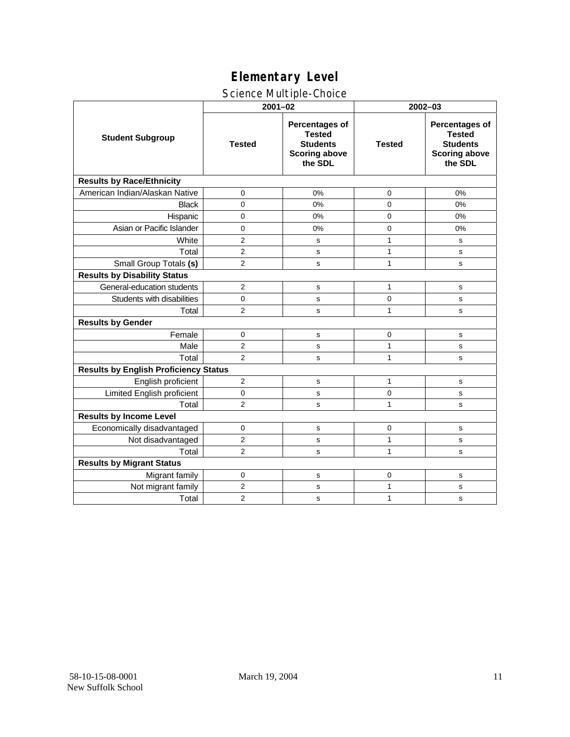# Elementary Level

## Science Multiple-Choice

| Student Subgroup | 2001–02 | | 2002–03 | |
|---|---|---|---|---|
| | Tested | Percentages of Tested Students Scoring above the SDL | Tested | Percentages of Tested Students Scoring above the SDL |
| **Results by Race/Ethnicity** | | | | |
| American Indian/Alaskan Native | 0 | 0% | 0 | 0% |
| Black | 0 | 0% | 0 | 0% |
| Hispanic | 0 | 0% | 0 | 0% |
| Asian or Pacific Islander | 0 | 0% | 0 | 0% |
| White | 2 | s | 1 | s |
| Total | 2 | s | 1 | s |
| Small Group Totals **(s)** | 2 | s | 1 | s |
| **Results by Disability Status** | | | | |
| General-education students | 2 | s | 1 | s |
| Students with disabilities | 0 | s | 0 | s |
| Total | 2 | s | 1 | s |
| **Results by Gender** | | | | |
| Female | 0 | s | 0 | s |
| Male | 2 | s | 1 | s |
| Total | 2 | s | 1 | s |
| **Results by English Proficiency Status** | | | | |
| English proficient | 2 | s | 1 | s |
| Limited English proficient | 0 | s | 0 | s |
| Total | 2 | s | 1 | s |
| **Results by Income Level** | | | | |
| Economically disadvantaged | 0 | s | 0 | s |
| Not disadvantaged | 2 | s | 1 | s |
| Total | 2 | s | 1 | s |
| **Results by Migrant Status** | | | | |
| Migrant family | 0 | s | 0 | s |
| Not migrant family | 2 | s | 1 | s |
| Total | 2 | s | 1 | s |

58-10-15-08-0001
New Suffolk School

March 19, 2004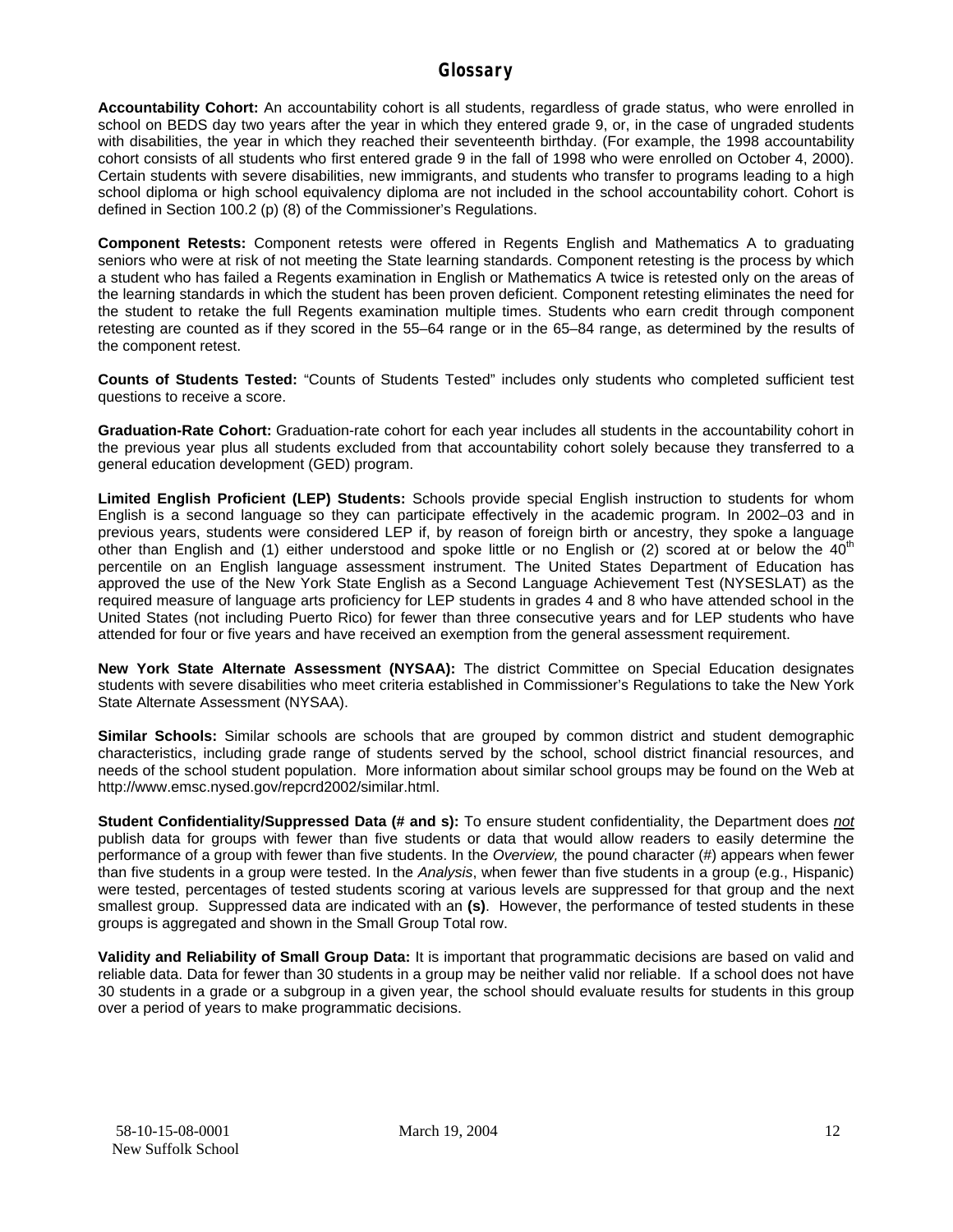# Glossary

**Accountability Cohort:** An accountability cohort is all students, regardless of grade status, who were enrolled in school on BEDS day two years after the year in which they entered grade 9, or, in the case of ungraded students with disabilities, the year in which they reached their seventeenth birthday. (For example, the 1998 accountability cohort consists of all students who first entered grade 9 in the fall of 1998 who were enrolled on October 4, 2000). Certain students with severe disabilities, new immigrants, and students who transfer to programs leading to a high school diploma or high school equivalency diploma are not included in the school accountability cohort. Cohort is defined in Section 100.2 (p) (8) of the Commissioner's Regulations.

**Component Retests:** Component retests were offered in Regents English and Mathematics A to graduating seniors who were at risk of not meeting the State learning standards. Component retesting is the process by which a student who has failed a Regents examination in English or Mathematics A twice is retested only on the areas of the learning standards in which the student has been proven deficient. Component retesting eliminates the need for the student to retake the full Regents examination multiple times. Students who earn credit through component retesting are counted as if they scored in the 55–64 range or in the 65–84 range, as determined by the results of the component retest.

**Counts of Students Tested:** "Counts of Students Tested" includes only students who completed sufficient test questions to receive a score.

**Graduation-Rate Cohort:** Graduation-rate cohort for each year includes all students in the accountability cohort in the previous year plus all students excluded from that accountability cohort solely because they transferred to a general education development (GED) program.

**Limited English Proficient (LEP) Students:** Schools provide special English instruction to students for whom English is a second language so they can participate effectively in the academic program. In 2002–03 and in previous years, students were considered LEP if, by reason of foreign birth or ancestry, they spoke a language other than English and (1) either understood and spoke little or no English or (2) scored at or below the 40th percentile on an English language assessment instrument. The United States Department of Education has approved the use of the New York State English as a Second Language Achievement Test (NYSESLAT) as the required measure of language arts proficiency for LEP students in grades 4 and 8 who have attended school in the United States (not including Puerto Rico) for fewer than three consecutive years and for LEP students who have attended for four or five years and have received an exemption from the general assessment requirement.

**New York State Alternate Assessment (NYSAA):** The district Committee on Special Education designates students with severe disabilities who meet criteria established in Commissioner's Regulations to take the New York State Alternate Assessment (NYSAA).

**Similar Schools:** Similar schools are schools that are grouped by common district and student demographic characteristics, including grade range of students served by the school, school district financial resources, and needs of the school student population. More information about similar school groups may be found on the Web at http://www.emsc.nysed.gov/repcrd2002/similar.html.

**Student Confidentiality/Suppressed Data (# and s):** To ensure student confidentiality, the Department does *not* publish data for groups with fewer than five students or data that would allow readers to easily determine the performance of a group with fewer than five students. In the *Overview,* the pound character (#) appears when fewer than five students in a group were tested. In the *Analysis*, when fewer than five students in a group (e.g., Hispanic) were tested, percentages of tested students scoring at various levels are suppressed for that group and the next smallest group. Suppressed data are indicated with an **(s)**. However, the performance of tested students in these groups is aggregated and shown in the Small Group Total row.

**Validity and Reliability of Small Group Data:** It is important that programmatic decisions are based on valid and reliable data. Data for fewer than 30 students in a group may be neither valid nor reliable. If a school does not have 30 students in a grade or a subgroup in a given year, the school should evaluate results for students in this group over a period of years to make programmatic decisions.